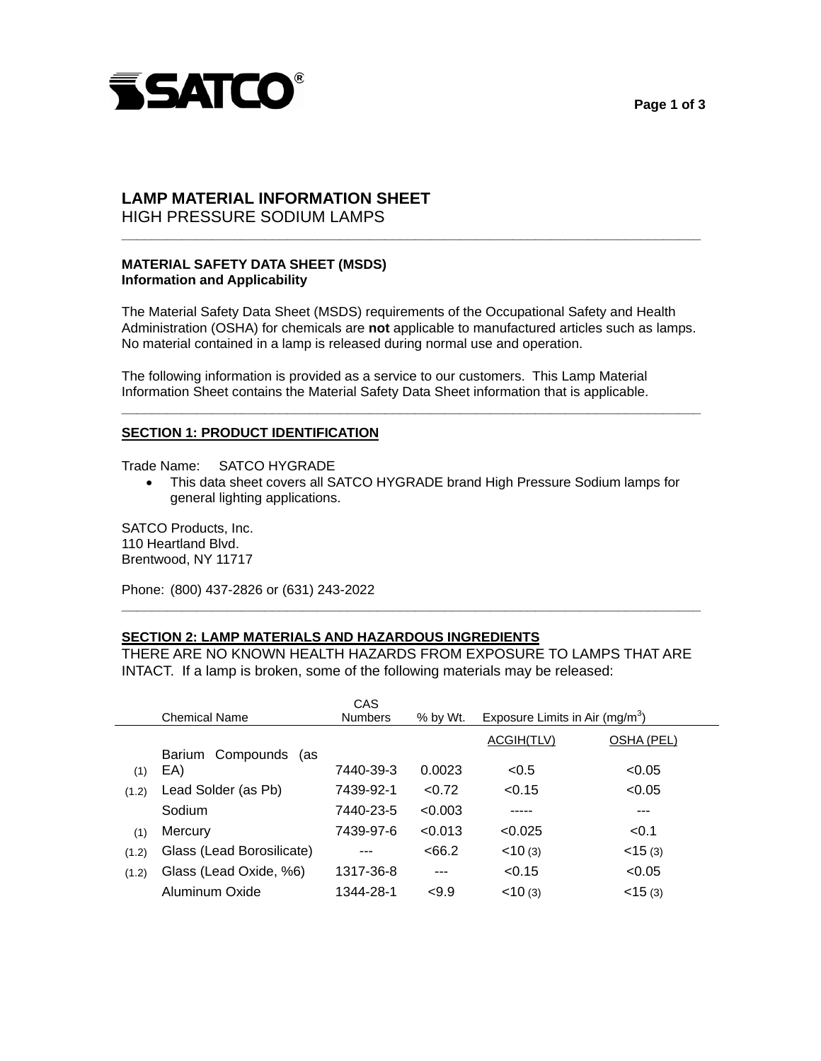SATCO®

# LAMP MATERIAL INFORMATION SHEET

HIGH PRESSURE SODIUM LAMPS

---

**MATERIAL SAFETY DATA SHEET (MSDS)**
**Information and Applicability**

The Material Safety Data Sheet (MSDS) requirements of the Occupational Safety and Health Administration (OSHA) for chemicals are **not** applicable to manufactured articles such as lamps. No material contained in a lamp is released during normal use and operation.

The following information is provided as a service to our customers. This Lamp Material Information Sheet contains the Material Safety Data Sheet information that is applicable.

---

## SECTION 1: PRODUCT IDENTIFICATION

Trade Name: SATCO HYGRADE

- This data sheet covers all SATCO HYGRADE brand High Pressure Sodium lamps for general lighting applications.

SATCO Products, Inc.
110 Heartland Blvd.
Brentwood, NY 11717

Phone: (800) 437-2826 or (631) 243-2022

---

## SECTION 2: LAMP MATERIALS AND HAZARDOUS INGREDIENTS

THERE ARE NO KNOWN HEALTH HAZARDS FROM EXPOSURE TO LAMPS THAT ARE INTACT. If a lamp is broken, some of the following materials may be released:

| | Chemical Name | CAS Numbers | % by Wt. | Exposure Limits in Air (mg/m$^3$) | |
|---|---|---|---|---|---|
| | | | | ACGIH(TLV) | OSHA (PEL) |
| (1) | Barium Compounds (as EA) | 7440-39-3 | 0.0023 | <0.5 | <0.05 |
| (1.2) | Lead Solder (as Pb) | 7439-92-1 | <0.72 | <0.15 | <0.05 |
| | Sodium | 7440-23-5 | <0.003 | ----- | --- |
| (1) | Mercury | 7439-97-6 | <0.013 | <0.025 | <0.1 |
| (1.2) | Glass (Lead Borosilicate) | --- | <66.2 | <10 (3) | <15 (3) |
| (1.2) | Glass (Lead Oxide, %6) | 1317-36-8 | --- | <0.15 | <0.05 |
| | Aluminum Oxide | 1344-28-1 | <9.9 | <10 (3) | <15 (3) |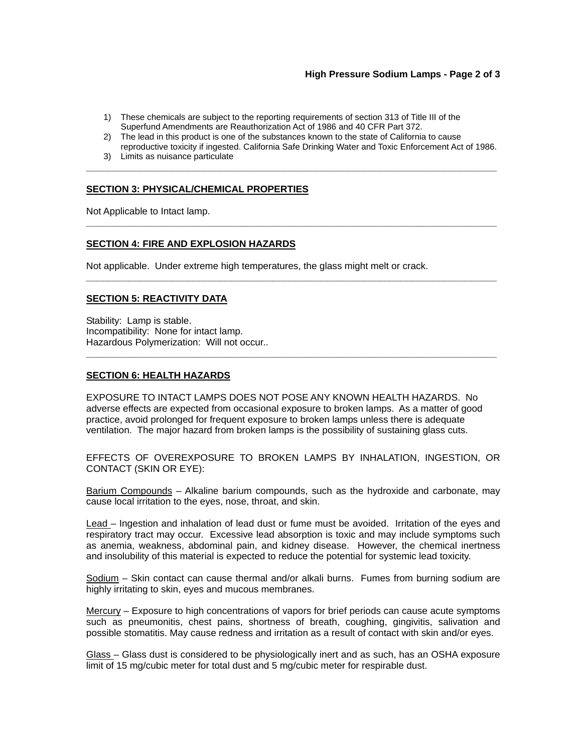1) These chemicals are subject to the reporting requirements of section 313 of Title III of the Superfund Amendments are Reauthorization Act of 1986 and 40 CFR Part 372.
2) The lead in this product is one of the substances known to the state of California to cause reproductive toxicity if ingested. California Safe Drinking Water and Toxic Enforcement Act of 1986.
3) Limits as nuisance particulate

---

## SECTION 3: PHYSICAL/CHEMICAL PROPERTIES

Not Applicable to Intact lamp.

---

## SECTION 4: FIRE AND EXPLOSION HAZARDS

Not applicable. Under extreme high temperatures, the glass might melt or crack.

---

## SECTION 5: REACTIVITY DATA

Stability: Lamp is stable.
Incompatibility: None for intact lamp.
Hazardous Polymerization: Will not occur..

---

## SECTION 6: HEALTH HAZARDS

EXPOSURE TO INTACT LAMPS DOES NOT POSE ANY KNOWN HEALTH HAZARDS. No adverse effects are expected from occasional exposure to broken lamps. As a matter of good practice, avoid prolonged for frequent exposure to broken lamps unless there is adequate ventilation. The major hazard from broken lamps is the possibility of sustaining glass cuts.

EFFECTS OF OVEREXPOSURE TO BROKEN LAMPS BY INHALATION, INGESTION, OR CONTACT (SKIN OR EYE):

Barium Compounds – Alkaline barium compounds, such as the hydroxide and carbonate, may cause local irritation to the eyes, nose, throat, and skin.

Lead – Ingestion and inhalation of lead dust or fume must be avoided. Irritation of the eyes and respiratory tract may occur. Excessive lead absorption is toxic and may include symptoms such as anemia, weakness, abdominal pain, and kidney disease. However, the chemical inertness and insolubility of this material is expected to reduce the potential for systemic lead toxicity.

Sodium – Skin contact can cause thermal and/or alkali burns. Fumes from burning sodium are highly irritating to skin, eyes and mucous membranes.

Mercury – Exposure to high concentrations of vapors for brief periods can cause acute symptoms such as pneumonitis, chest pains, shortness of breath, coughing, gingivitis, salivation and possible stomatitis. May cause redness and irritation as a result of contact with skin and/or eyes.

Glass – Glass dust is considered to be physiologically inert and as such, has an OSHA exposure limit of 15 mg/cubic meter for total dust and 5 mg/cubic meter for respirable dust.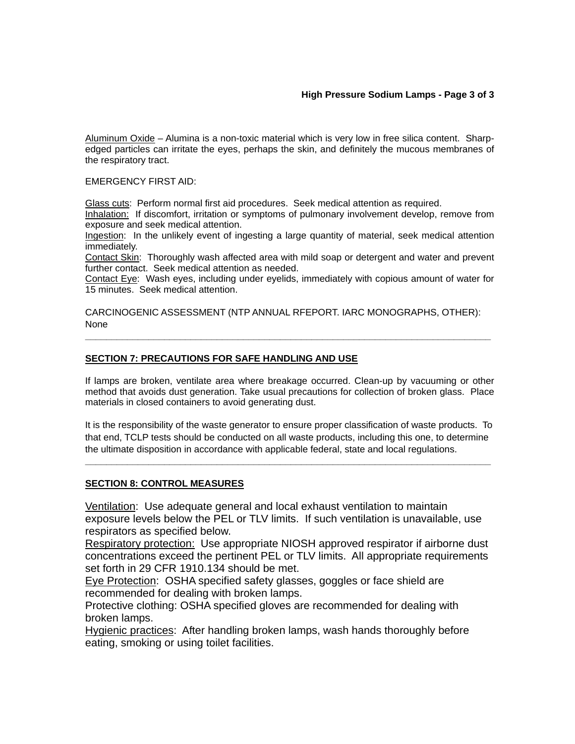Aluminum Oxide – Alumina is a non-toxic material which is very low in free silica content. Sharp-edged particles can irritate the eyes, perhaps the skin, and definitely the mucous membranes of the respiratory tract.

EMERGENCY FIRST AID:

Glass cuts: Perform normal first aid procedures. Seek medical attention as required.
Inhalation: If discomfort, irritation or symptoms of pulmonary involvement develop, remove from exposure and seek medical attention.
Ingestion: In the unlikely event of ingesting a large quantity of material, seek medical attention immediately.
Contact Skin: Thoroughly wash affected area with mild soap or detergent and water and prevent further contact. Seek medical attention as needed.
Contact Eye: Wash eyes, including under eyelids, immediately with copious amount of water for 15 minutes. Seek medical attention.

CARCINOGENIC ASSESSMENT (NTP ANNUAL RFEPORT. IARC MONOGRAPHS, OTHER): None

---

## SECTION 7: PRECAUTIONS FOR SAFE HANDLING AND USE

If lamps are broken, ventilate area where breakage occurred. Clean-up by vacuuming or other method that avoids dust generation. Take usual precautions for collection of broken glass. Place materials in closed containers to avoid generating dust.

It is the responsibility of the waste generator to ensure proper classification of waste products. To that end, TCLP tests should be conducted on all waste products, including this one, to determine the ultimate disposition in accordance with applicable federal, state and local regulations.

---

## SECTION 8: CONTROL MEASURES

Ventilation: Use adequate general and local exhaust ventilation to maintain exposure levels below the PEL or TLV limits. If such ventilation is unavailable, use respirators as specified below.
Respiratory protection: Use appropriate NIOSH approved respirator if airborne dust concentrations exceed the pertinent PEL or TLV limits. All appropriate requirements set forth in 29 CFR 1910.134 should be met.
Eye Protection: OSHA specified safety glasses, goggles or face shield are recommended for dealing with broken lamps.
Protective clothing: OSHA specified gloves are recommended for dealing with broken lamps.
Hygienic practices: After handling broken lamps, wash hands thoroughly before eating, smoking or using toilet facilities.